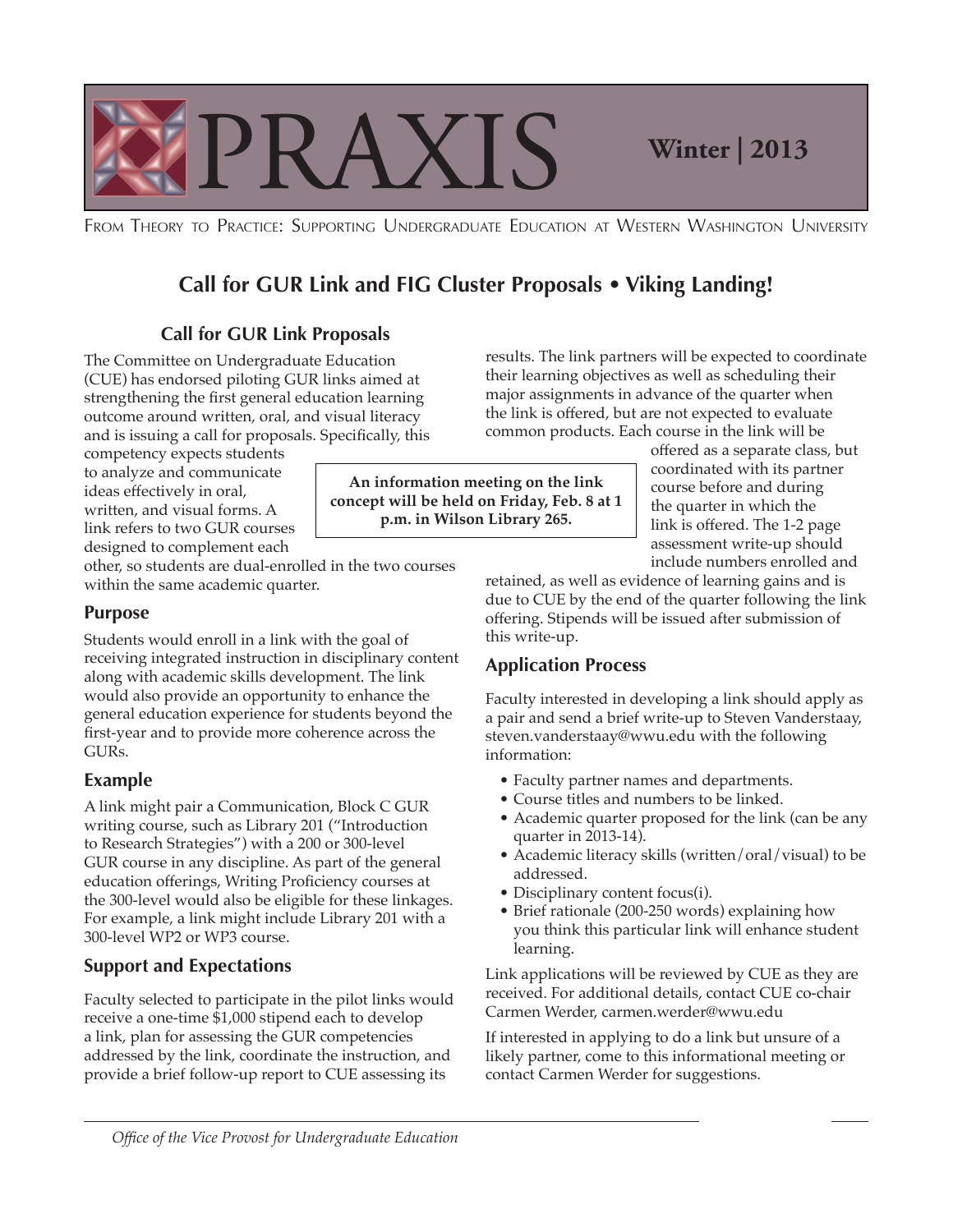# PRAXIS

**Winter | 2013**

From Theory to Practice: Supporting Undergraduate Education at Western Washington University

## Call for GUR Link and FIG Cluster Proposals • Viking Landing!

### Call for GUR Link Proposals

The Committee on Undergraduate Education (CUE) has endorsed piloting GUR links aimed at strengthening the first general education learning outcome around written, oral, and visual literacy and is issuing a call for proposals. Specifically, this competency expects students to analyze and communicate ideas effectively in oral, written, and visual forms. A link refers to two GUR courses designed to complement each other, so students are dual-enrolled in the two courses within the same academic quarter.

**An information meeting on the link concept will be held on Friday, Feb. 8 at 1 p.m. in Wilson Library 265.**

### Purpose

Students would enroll in a link with the goal of receiving integrated instruction in disciplinary content along with academic skills development. The link would also provide an opportunity to enhance the general education experience for students beyond the first-year and to provide more coherence across the GURs.

### Example

A link might pair a Communication, Block C GUR writing course, such as Library 201 ("Introduction to Research Strategies") with a 200 or 300-level GUR course in any discipline. As part of the general education offerings, Writing Proficiency courses at the 300-level would also be eligible for these linkages. For example, a link might include Library 201 with a 300-level WP2 or WP3 course.

### Support and Expectations

Faculty selected to participate in the pilot links would receive a one-time $1,000 stipend each to develop a link, plan for assessing the GUR competencies addressed by the link, coordinate the instruction, and provide a brief follow-up report to CUE assessing its results. The link partners will be expected to coordinate their learning objectives as well as scheduling their major assignments in advance of the quarter when the link is offered, but are not expected to evaluate common products. Each course in the link will be offered as a separate class, but coordinated with its partner course before and during the quarter in which the link is offered. The 1-2 page assessment write-up should include numbers enrolled and retained, as well as evidence of learning gains and is due to CUE by the end of the quarter following the link offering. Stipends will be issued after submission of this write-up.

### Application Process

Faculty interested in developing a link should apply as a pair and send a brief write-up to Steven Vanderstaay, steven.vanderstaay@wwu.edu with the following information:

- Faculty partner names and departments.
- Course titles and numbers to be linked.
- Academic quarter proposed for the link (can be any quarter in 2013-14).
- Academic literacy skills (written/oral/visual) to be addressed.
- Disciplinary content focus(i).
- Brief rationale (200-250 words) explaining how you think this particular link will enhance student learning.

Link applications will be reviewed by CUE as they are received. For additional details, contact CUE co-chair Carmen Werder, carmen.werder@wwu.edu

If interested in applying to do a link but unsure of a likely partner, come to this informational meeting or contact Carmen Werder for suggestions.

*Office of the Vice Provost for Undergraduate Education*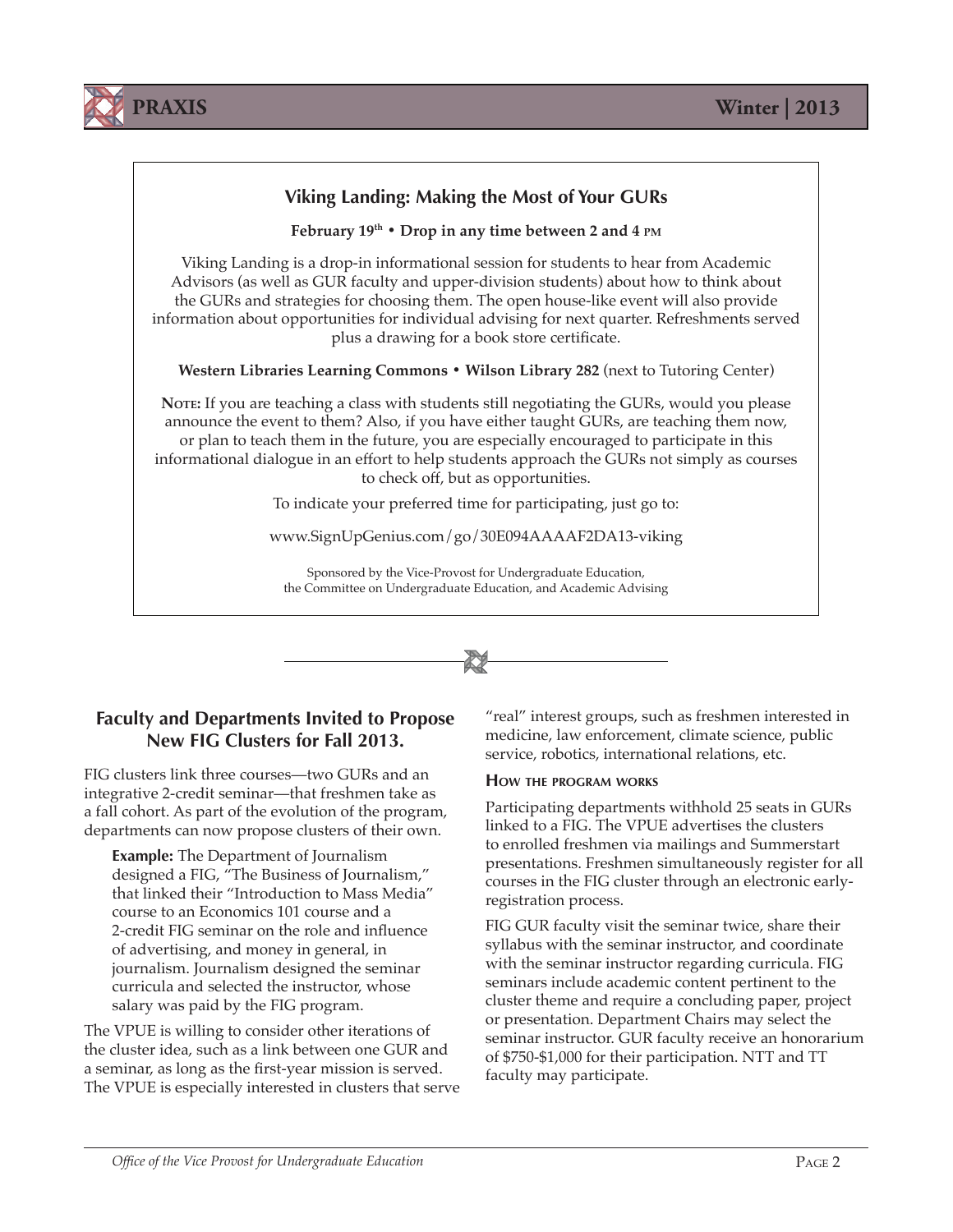## Viking Landing: Making the Most of Your GURs

**February 19th • Drop in any time between 2 and 4 PM**

Viking Landing is a drop-in informational session for students to hear from Academic Advisors (as well as GUR faculty and upper-division students) about how to think about the GURs and strategies for choosing them. The open house-like event will also provide information about opportunities for individual advising for next quarter. Refreshments served plus a drawing for a book store certificate.

**Western Libraries Learning Commons • Wilson Library 282** (next to Tutoring Center)

**Note:** If you are teaching a class with students still negotiating the GURs, would you please announce the event to them? Also, if you have either taught GURs, are teaching them now, or plan to teach them in the future, you are especially encouraged to participate in this informational dialogue in an effort to help students approach the GURs not simply as courses to check off, but as opportunities.

To indicate your preferred time for participating, just go to:

www.SignUpGenius.com/go/30E094AAAAF2DA13-viking

Sponsored by the Vice-Provost for Undergraduate Education, the Committee on Undergraduate Education, and Academic Advising

## Faculty and Departments Invited to Propose New FIG Clusters for Fall 2013.

FIG clusters link three courses—two GURs and an integrative 2-credit seminar—that freshmen take as a fall cohort. As part of the evolution of the program, departments can now propose clusters of their own.

> **Example:** The Department of Journalism designed a FIG, "The Business of Journalism," that linked their "Introduction to Mass Media" course to an Economics 101 course and a 2-credit FIG seminar on the role and influence of advertising, and money in general, in journalism. Journalism designed the seminar curricula and selected the instructor, whose salary was paid by the FIG program.

The VPUE is willing to consider other iterations of the cluster idea, such as a link between one GUR and a seminar, as long as the first-year mission is served. The VPUE is especially interested in clusters that serve "real" interest groups, such as freshmen interested in medicine, law enforcement, climate science, public service, robotics, international relations, etc.

### How the program works

Participating departments withhold 25 seats in GURs linked to a FIG. The VPUE advertises the clusters to enrolled freshmen via mailings and Summerstart presentations. Freshmen simultaneously register for all courses in the FIG cluster through an electronic early-registration process.

FIG GUR faculty visit the seminar twice, share their syllabus with the seminar instructor, and coordinate with the seminar instructor regarding curricula. FIG seminars include academic content pertinent to the cluster theme and require a concluding paper, project or presentation. Department Chairs may select the seminar instructor. GUR faculty receive an honorarium of $750-$1,000 for their participation. NTT and TT faculty may participate.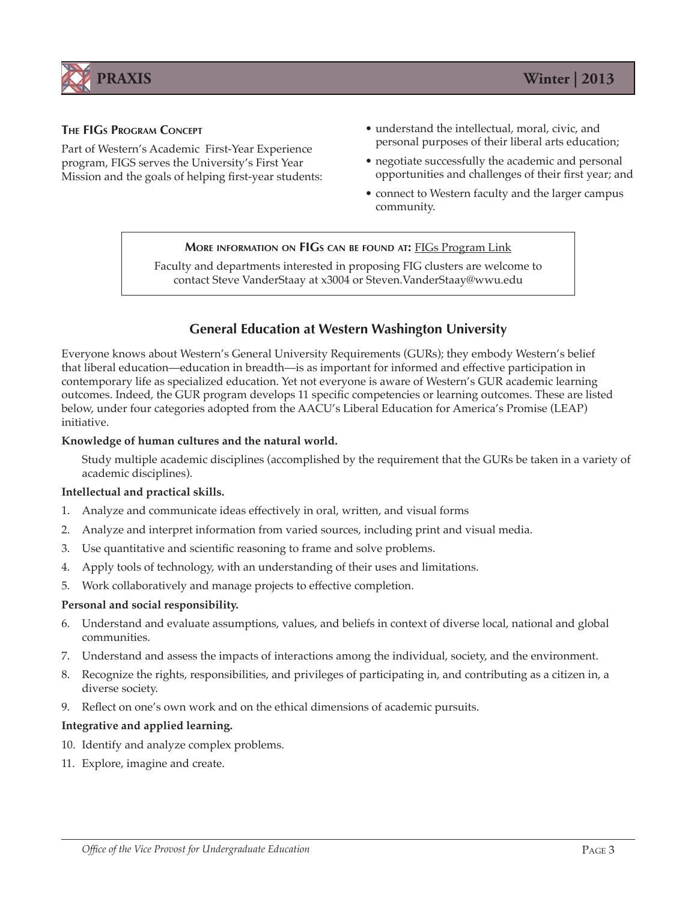### The FIGs Program Concept

Part of Western's Academic First-Year Experience program, FIGS serves the University's First Year Mission and the goals of helping first-year students:

- understand the intellectual, moral, civic, and personal purposes of their liberal arts education;
- negotiate successfully the academic and personal opportunities and challenges of their first year; and
- connect to Western faculty and the larger campus community.

> **More information on FIGs can be found at:** FIGs Program Link
>
> Faculty and departments interested in proposing FIG clusters are welcome to contact Steve VanderStaay at x3004 or Steven.VanderStaay@wwu.edu

## General Education at Western Washington University

Everyone knows about Western's General University Requirements (GURs); they embody Western's belief that liberal education—education in breadth—is as important for informed and effective participation in contemporary life as specialized education. Yet not everyone is aware of Western's GUR academic learning outcomes. Indeed, the GUR program develops 11 specific competencies or learning outcomes. These are listed below, under four categories adopted from the AACU's Liberal Education for America's Promise (LEAP) initiative.

**Knowledge of human cultures and the natural world.**

Study multiple academic disciplines (accomplished by the requirement that the GURs be taken in a variety of academic disciplines).

**Intellectual and practical skills.**

1. Analyze and communicate ideas effectively in oral, written, and visual forms
2. Analyze and interpret information from varied sources, including print and visual media.
3. Use quantitative and scientific reasoning to frame and solve problems.
4. Apply tools of technology, with an understanding of their uses and limitations.
5. Work collaboratively and manage projects to effective completion.

**Personal and social responsibility.**

6. Understand and evaluate assumptions, values, and beliefs in context of diverse local, national and global communities.
7. Understand and assess the impacts of interactions among the individual, society, and the environment.
8. Recognize the rights, responsibilities, and privileges of participating in, and contributing as a citizen in, a diverse society.
9. Reflect on one's own work and on the ethical dimensions of academic pursuits.

**Integrative and applied learning.**

10. Identify and analyze complex problems.
11. Explore, imagine and create.